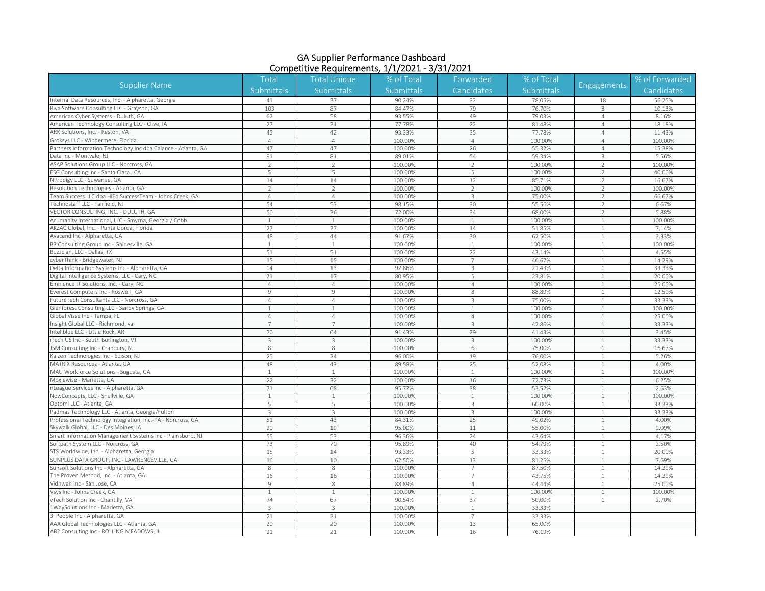# GA Supplier Performance Dashboard
## Competitive Requirements, 1/1/2021 - 3/31/2021

| Supplier Name | Total Submittals | Total Unique Submittals | % of Total Submittals | Forwarded Candidates | % of Total Submittals | Engagements | % of Forwarded Candidates |
|---|---|---|---|---|---|---|---|
| Internal Data Resources, Inc. - Alpharetta, Georgia | 41 | 37 | 90.24% | 32 | 78.05% | 18 | 56.25% |
| Riya Software Consulting LLC - Grayson, GA | 103 | 87 | 84.47% | 79 | 76.70% | 8 | 10.13% |
| American Cyber Systems - Duluth, GA | 62 | 58 | 93.55% | 49 | 79.03% | 4 | 8.16% |
| American Technology Consulting LLC - Clive, IA | 27 | 21 | 77.78% | 22 | 81.48% | 4 | 18.18% |
| ARK Solutions, Inc. - Reston, VA | 45 | 42 | 93.33% | 35 | 77.78% | 4 | 11.43% |
| Groksys LLC - Windermere, Florida | 4 | 4 | 100.00% | 4 | 100.00% | 4 | 100.00% |
| Partners Information Technology Inc dba Calance - Atlanta, GA | 47 | 47 | 100.00% | 26 | 55.32% | 4 | 15.38% |
| Data Inc - Montvale, NJ | 91 | 81 | 89.01% | 54 | 59.34% | 3 | 5.56% |
| ASAP Solutions Group LLC - Norcross, GA | 2 | 2 | 100.00% | 2 | 100.00% | 2 | 100.00% |
| ESG Consulting Inc - Santa Clara , CA | 5 | 5 | 100.00% | 5 | 100.00% | 2 | 40.00% |
| NProdigy LLC - Suwanee, GA | 14 | 14 | 100.00% | 12 | 85.71% | 2 | 16.67% |
| Resolution Technologies - Atlanta, GA | 2 | 2 | 100.00% | 2 | 100.00% | 2 | 100.00% |
| Team Success LLC dba HiEd SuccessTeam - Johns Creek, GA | 4 | 4 | 100.00% | 3 | 75.00% | 2 | 66.67% |
| Technostaff LLC - Fairfield, NJ | 54 | 53 | 98.15% | 30 | 55.56% | 2 | 6.67% |
| VECTOR CONSULTING, INC. - DULUTH, GA | 50 | 36 | 72.00% | 34 | 68.00% | 2 | 5.88% |
| Acumanity International, LLC - Smyrna, Georgia / Cobb | 1 | 1 | 100.00% | 1 | 100.00% | 1 | 100.00% |
| AKZAC Global, Inc. - Punta Gorda, Florida | 27 | 27 | 100.00% | 14 | 51.85% | 1 | 7.14% |
| Avacend Inc - Alpharetta, GA | 48 | 44 | 91.67% | 30 | 62.50% | 1 | 3.33% |
| B3 Consulting Group Inc - Gainesville, GA | 1 | 1 | 100.00% | 1 | 100.00% | 1 | 100.00% |
| Buzzclan, LLC - Dallas, TX | 51 | 51 | 100.00% | 22 | 43.14% | 1 | 4.55% |
| cyberThink - Bridgewater, NJ | 15 | 15 | 100.00% | 7 | 46.67% | 1 | 14.29% |
| Delta Information Systems Inc - Alpharetta, GA | 14 | 13 | 92.86% | 3 | 21.43% | 1 | 33.33% |
| Digital Intelligence Systems, LLC - Cary, NC | 21 | 17 | 80.95% | 5 | 23.81% | 1 | 20.00% |
| Eminence IT Solutions, Inc. - Cary, NC | 4 | 4 | 100.00% | 4 | 100.00% | 1 | 25.00% |
| Everest Computers Inc - Roswell , GA | 9 | 9 | 100.00% | 8 | 88.89% | 1 | 12.50% |
| FutureTech Consultants LLC - Norcross, GA | 4 | 4 | 100.00% | 3 | 75.00% | 1 | 33.33% |
| Glenforest Consulting LLC - Sandy Springs, GA | 1 | 1 | 100.00% | 1 | 100.00% | 1 | 100.00% |
| Global Visse Inc - Tampa, FL | 4 | 4 | 100.00% | 4 | 100.00% | 1 | 25.00% |
| Insight Global LLC - Richmond, va | 7 | 7 | 100.00% | 3 | 42.86% | 1 | 33.33% |
| Inteliblue LLC - Little Rock, AR | 70 | 64 | 91.43% | 29 | 41.43% | 1 | 3.45% |
| iTech US Inc - South Burlington, VT | 3 | 3 | 100.00% | 3 | 100.00% | 1 | 33.33% |
| JSM Consulting Inc - Cranbury, NJ | 8 | 8 | 100.00% | 6 | 75.00% | 1 | 16.67% |
| Kaizen Technologies Inc - Edison, NJ | 25 | 24 | 96.00% | 19 | 76.00% | 1 | 5.26% |
| MATRIX Resources - Atlanta, GA | 48 | 43 | 89.58% | 25 | 52.08% | 1 | 4.00% |
| MAU Workforce Solutions - Sugusta, GA | 1 | 1 | 100.00% | 1 | 100.00% | 1 | 100.00% |
| Moxiewise - Marietta, GA | 22 | 22 | 100.00% | 16 | 72.73% | 1 | 6.25% |
| nLeague Services Inc - Alpharetta, GA | 71 | 68 | 95.77% | 38 | 53.52% | 1 | 2.63% |
| NowConcepts, LLC - Snellville, GA | 1 | 1 | 100.00% | 1 | 100.00% | 1 | 100.00% |
| Optomi LLC - Atlanta, GA | 5 | 5 | 100.00% | 3 | 60.00% | 1 | 33.33% |
| Padmas Technology LLC - Atlanta, Georgia/Fulton | 3 | 3 | 100.00% | 3 | 100.00% | 1 | 33.33% |
| Professional Technology Integration, Inc.-PA - Norcross, GA | 51 | 43 | 84.31% | 25 | 49.02% | 1 | 4.00% |
| Skywalk Global, LLC - Des Moines, IA | 20 | 19 | 95.00% | 11 | 55.00% | 1 | 9.09% |
| Smart Information Management Systems Inc - Plainsboro, NJ | 55 | 53 | 96.36% | 24 | 43.64% | 1 | 4.17% |
| Softpath System LLC - Norcross, GA | 73 | 70 | 95.89% | 40 | 54.79% | 1 | 2.50% |
| STS Worldwide, Inc. - Alpharetta, Georgia | 15 | 14 | 93.33% | 5 | 33.33% | 1 | 20.00% |
| SUNPLUS DATA GROUP, INC - LAWRENCEVILLE, GA | 16 | 10 | 62.50% | 13 | 81.25% | 1 | 7.69% |
| Sunsoft Solutions Inc - Alpharetta, GA | 8 | 8 | 100.00% | 7 | 87.50% | 1 | 14.29% |
| The Proven Method, Inc. - Atlanta, GA | 16 | 16 | 100.00% | 7 | 43.75% | 1 | 14.29% |
| Vidhwan Inc - San Jose, CA | 9 | 8 | 88.89% | 4 | 44.44% | 1 | 25.00% |
| Vsys Inc - Johns Creek, GA | 1 | 1 | 100.00% | 1 | 100.00% | 1 | 100.00% |
| vTech Solution Inc - Chantilly, VA | 74 | 67 | 90.54% | 37 | 50.00% | 1 | 2.70% |
| 1WaySolutions Inc - Marietta, GA | 3 | 3 | 100.00% | 1 | 33.33% | | |
| 3i People Inc - Alpharetta, GA | 21 | 21 | 100.00% | 7 | 33.33% | | |
| AAA Global Technologies LLC - Atlanta, GA | 20 | 20 | 100.00% | 13 | 65.00% | | |
| AB2 Consulting Inc - ROLLING MEADOWS, IL | 21 | 21 | 100.00% | 16 | 76.19% | | |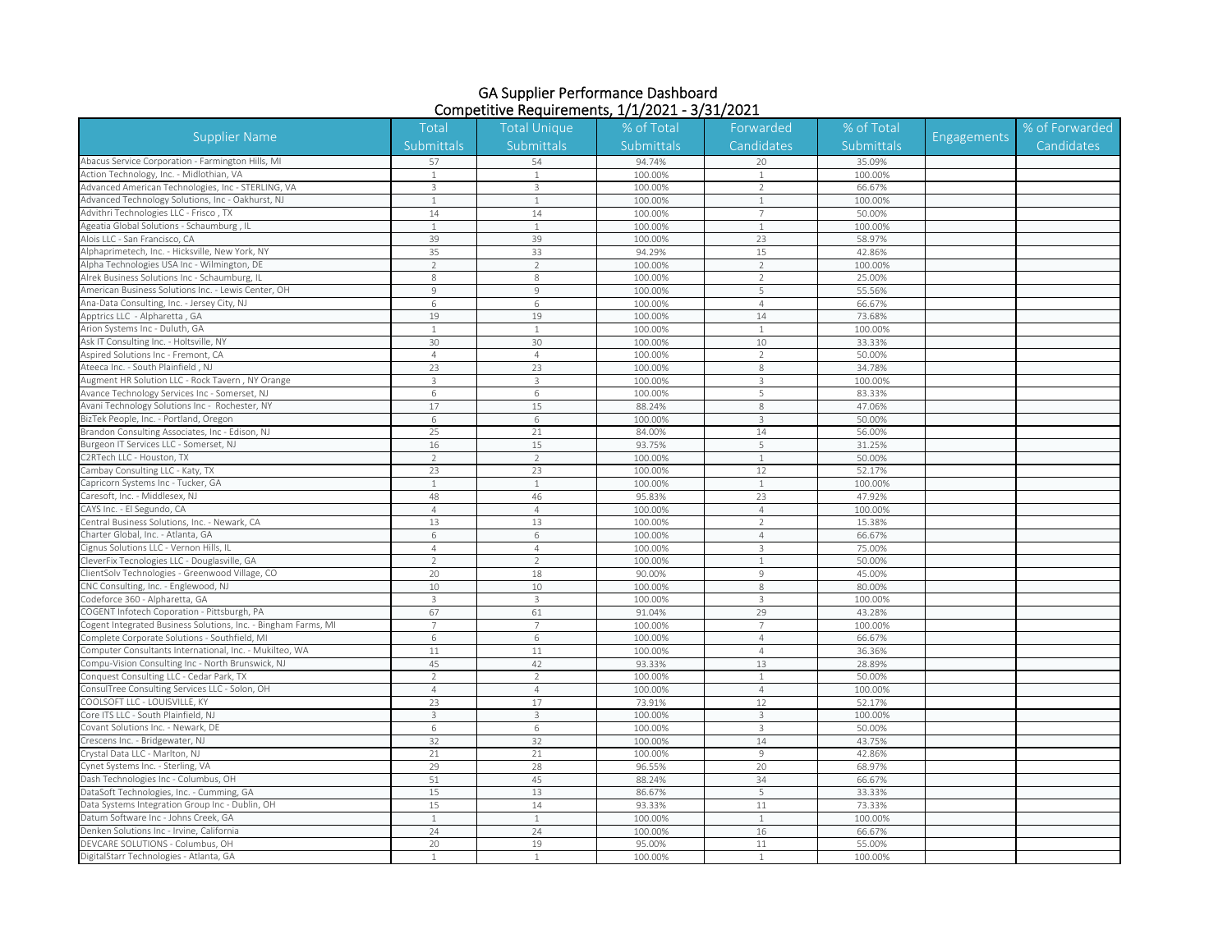# GA Supplier Performance Dashboard

## Competitive Requirements, 1/1/2021 - 3/31/2021

| Supplier Name | Total Submittals | Total Unique Submittals | % of Total Submittals | Forwarded Candidates | % of Total Submittals | Engagements | % of Forwarded Candidates |
|---|---|---|---|---|---|---|---|
| Abacus Service Corporation - Farmington Hills, MI | 57 | 54 | 94.74% | 20 | 35.09% | | |
| Action Technology, Inc. - Midlothian, VA | 1 | 1 | 100.00% | 1 | 100.00% | | |
| Advanced American Technologies, Inc - STERLING, VA | 3 | 3 | 100.00% | 2 | 66.67% | | |
| Advanced Technology Solutions, Inc - Oakhurst, NJ | 1 | 1 | 100.00% | 1 | 100.00% | | |
| Advithri Technologies LLC - Frisco , TX | 14 | 14 | 100.00% | 7 | 50.00% | | |
| Ageatia Global Solutions - Schaumburg , IL | 1 | 1 | 100.00% | 1 | 100.00% | | |
| Alois LLC - San Francisco, CA | 39 | 39 | 100.00% | 23 | 58.97% | | |
| Alphaprimetech, Inc. - Hicksville, New York, NY | 35 | 33 | 94.29% | 15 | 42.86% | | |
| Alpha Technologies USA Inc - Wilmington, DE | 2 | 2 | 100.00% | 2 | 100.00% | | |
| Alrek Business Solutions Inc - Schaumburg, IL | 8 | 8 | 100.00% | 2 | 25.00% | | |
| American Business Solutions Inc. - Lewis Center, OH | 9 | 9 | 100.00% | 5 | 55.56% | | |
| Ana-Data Consulting, Inc. - Jersey City, NJ | 6 | 6 | 100.00% | 4 | 66.67% | | |
| Apptrics LLC - Alpharetta , GA | 19 | 19 | 100.00% | 14 | 73.68% | | |
| Arion Systems Inc - Duluth, GA | 1 | 1 | 100.00% | 1 | 100.00% | | |
| Ask IT Consulting Inc. - Holtsville, NY | 30 | 30 | 100.00% | 10 | 33.33% | | |
| Aspired Solutions Inc - Fremont, CA | 4 | 4 | 100.00% | 2 | 50.00% | | |
| Ateeca Inc. - South Plainfield , NJ | 23 | 23 | 100.00% | 8 | 34.78% | | |
| Augment HR Solution LLC - Rock Tavern , NY Orange | 3 | 3 | 100.00% | 3 | 100.00% | | |
| Avance Technology Services Inc - Somerset, NJ | 6 | 6 | 100.00% | 5 | 83.33% | | |
| Avani Technology Solutions Inc - Rochester, NY | 17 | 15 | 88.24% | 8 | 47.06% | | |
| BizTek People, Inc. - Portland, Oregon | 6 | 6 | 100.00% | 3 | 50.00% | | |
| Brandon Consulting Associates, Inc - Edison, NJ | 25 | 21 | 84.00% | 14 | 56.00% | | |
| Burgeon IT Services LLC - Somerset, NJ | 16 | 15 | 93.75% | 5 | 31.25% | | |
| C2RTech LLC - Houston, TX | 2 | 2 | 100.00% | 1 | 50.00% | | |
| Cambay Consulting LLC - Katy, TX | 23 | 23 | 100.00% | 12 | 52.17% | | |
| Capricorn Systems Inc - Tucker, GA | 1 | 1 | 100.00% | 1 | 100.00% | | |
| Caresoft, Inc. - Middlesex, NJ | 48 | 46 | 95.83% | 23 | 47.92% | | |
| CAYS Inc. - El Segundo, CA | 4 | 4 | 100.00% | 4 | 100.00% | | |
| Central Business Solutions, Inc. - Newark, CA | 13 | 13 | 100.00% | 2 | 15.38% | | |
| Charter Global, Inc. - Atlanta, GA | 6 | 6 | 100.00% | 4 | 66.67% | | |
| Cignus Solutions LLC - Vernon Hills, IL | 4 | 4 | 100.00% | 3 | 75.00% | | |
| CleverFix Tecnologies LLC - Douglasville, GA | 2 | 2 | 100.00% | 1 | 50.00% | | |
| ClientSolv Technologies - Greenwood Village, CO | 20 | 18 | 90.00% | 9 | 45.00% | | |
| CNC Consulting, Inc. - Englewood, NJ | 10 | 10 | 100.00% | 8 | 80.00% | | |
| Codeforce 360 - Alpharetta, GA | 3 | 3 | 100.00% | 3 | 100.00% | | |
| COGENT Infotech Coporation - Pittsburgh, PA | 67 | 61 | 91.04% | 29 | 43.28% | | |
| Cogent Integrated Business Solutions, Inc. - Bingham Farms, MI | 7 | 7 | 100.00% | 7 | 100.00% | | |
| Complete Corporate Solutions - Southfield, MI | 6 | 6 | 100.00% | 4 | 66.67% | | |
| Computer Consultants International, Inc. - Mukilteo, WA | 11 | 11 | 100.00% | 4 | 36.36% | | |
| Compu-Vision Consulting Inc - North Brunswick, NJ | 45 | 42 | 93.33% | 13 | 28.89% | | |
| Conquest Consulting LLC - Cedar Park, TX | 2 | 2 | 100.00% | 1 | 50.00% | | |
| ConsulTree Consulting Services LLC - Solon, OH | 4 | 4 | 100.00% | 4 | 100.00% | | |
| COOLSOFT LLC - LOUISVILLE, KY | 23 | 17 | 73.91% | 12 | 52.17% | | |
| Core ITS LLC - South Plainfield, NJ | 3 | 3 | 100.00% | 3 | 100.00% | | |
| Covant Solutions Inc. - Newark, DE | 6 | 6 | 100.00% | 3 | 50.00% | | |
| Crescens Inc. - Bridgewater, NJ | 32 | 32 | 100.00% | 14 | 43.75% | | |
| Crystal Data LLC - Marlton, NJ | 21 | 21 | 100.00% | 9 | 42.86% | | |
| Cynet Systems Inc. - Sterling, VA | 29 | 28 | 96.55% | 20 | 68.97% | | |
| Dash Technologies Inc - Columbus, OH | 51 | 45 | 88.24% | 34 | 66.67% | | |
| DataSoft Technologies, Inc. - Cumming, GA | 15 | 13 | 86.67% | 5 | 33.33% | | |
| Data Systems Integration Group Inc - Dublin, OH | 15 | 14 | 93.33% | 11 | 73.33% | | |
| Datum Software Inc - Johns Creek, GA | 1 | 1 | 100.00% | 1 | 100.00% | | |
| Denken Solutions Inc - Irvine, California | 24 | 24 | 100.00% | 16 | 66.67% | | |
| DEVCARE SOLUTIONS - Columbus, OH | 20 | 19 | 95.00% | 11 | 55.00% | | |
| DigitalStarr Technologies - Atlanta, GA | 1 | 1 | 100.00% | 1 | 100.00% | | |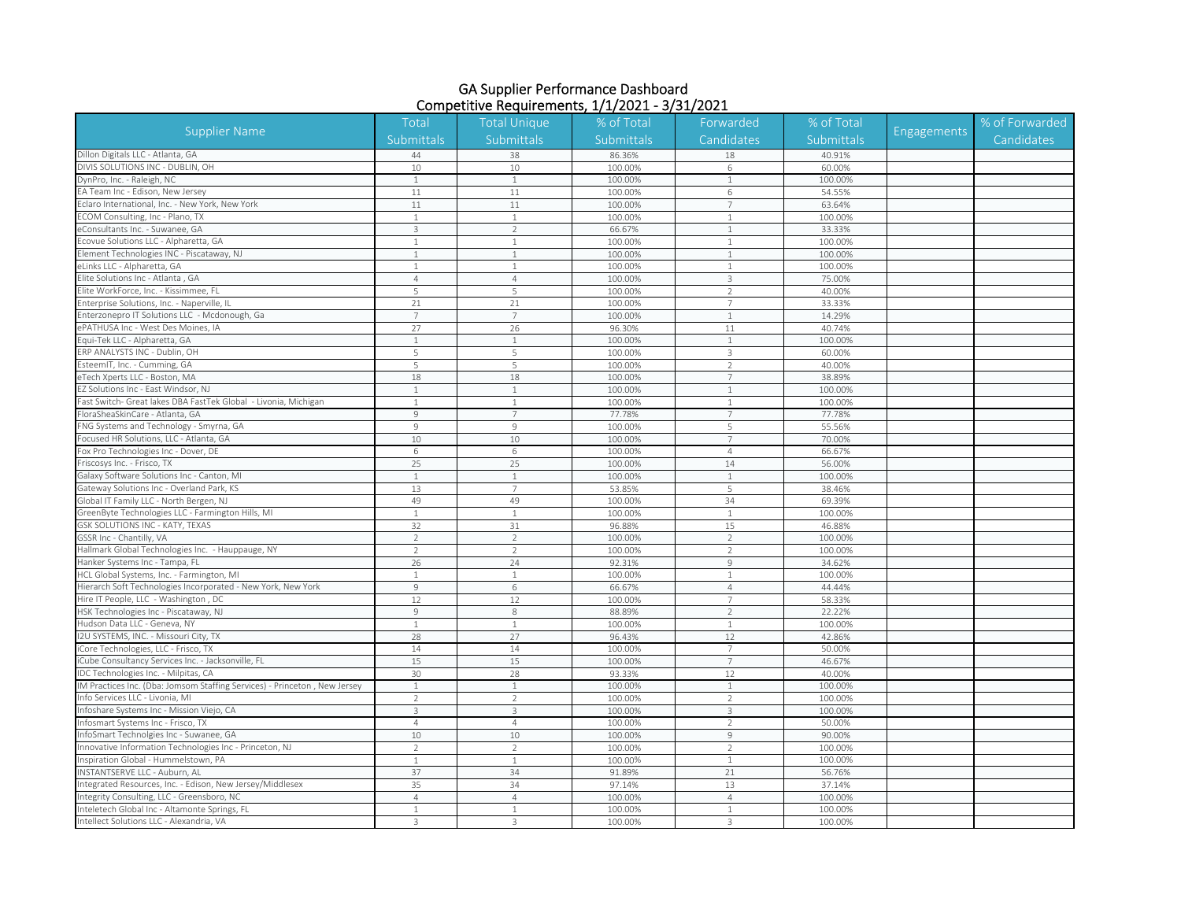# GA Supplier Performance Dashboard

## Competitive Requirements, 1/1/2021 - 3/31/2021

| Supplier Name | Total Submittals | Total Unique Submittals | % of Total Submittals | Forwarded Candidates | % of Total Submittals | Engagements | % of Forwarded Candidates |
|---|---|---|---|---|---|---|---|
| Dillon Digitals LLC - Atlanta, GA | 44 | 38 | 86.36% | 18 | 40.91% | | |
| DIVIS SOLUTIONS INC - DUBLIN, OH | 10 | 10 | 100.00% | 6 | 60.00% | | |
| DynPro, Inc. - Raleigh, NC | 1 | 1 | 100.00% | 1 | 100.00% | | |
| EA Team Inc - Edison, New Jersey | 11 | 11 | 100.00% | 6 | 54.55% | | |
| Eclaro International, Inc. - New York, New York | 11 | 11 | 100.00% | 7 | 63.64% | | |
| ECOM Consulting, Inc - Plano, TX | 1 | 1 | 100.00% | 1 | 100.00% | | |
| eConsultants Inc. - Suwanee, GA | 3 | 2 | 66.67% | 1 | 33.33% | | |
| Ecovue Solutions LLC - Alpharetta, GA | 1 | 1 | 100.00% | 1 | 100.00% | | |
| Element Technologies INC - Piscataway, NJ | 1 | 1 | 100.00% | 1 | 100.00% | | |
| eLinks LLC - Alpharetta, GA | 1 | 1 | 100.00% | 1 | 100.00% | | |
| Elite Solutions Inc - Atlanta , GA | 4 | 4 | 100.00% | 3 | 75.00% | | |
| Elite WorkForce, Inc. - Kissimmee, FL | 5 | 5 | 100.00% | 2 | 40.00% | | |
| Enterprise Solutions, Inc. - Naperville, IL | 21 | 21 | 100.00% | 7 | 33.33% | | |
| Enterzonepro IT Solutions LLC - Mcdonough, Ga | 7 | 7 | 100.00% | 1 | 14.29% | | |
| ePATHUSA Inc - West Des Moines, IA | 27 | 26 | 96.30% | 11 | 40.74% | | |
| Equi-Tek LLC - Alpharetta, GA | 1 | 1 | 100.00% | 1 | 100.00% | | |
| ERP ANALYSTS INC - Dublin, OH | 5 | 5 | 100.00% | 3 | 60.00% | | |
| EsteemIT, Inc. - Cumming, GA | 5 | 5 | 100.00% | 2 | 40.00% | | |
| eTech Xperts LLC - Boston, MA | 18 | 18 | 100.00% | 7 | 38.89% | | |
| EZ Solutions Inc - East Windsor, NJ | 1 | 1 | 100.00% | 1 | 100.00% | | |
| Fast Switch- Great lakes DBA FastTek Global - Livonia, Michigan | 1 | 1 | 100.00% | 1 | 100.00% | | |
| FloraSheaSkinCare - Atlanta, GA | 9 | 7 | 77.78% | 7 | 77.78% | | |
| FNG Systems and Technology - Smyrna, GA | 9 | 9 | 100.00% | 5 | 55.56% | | |
| Focused HR Solutions, LLC - Atlanta, GA | 10 | 10 | 100.00% | 7 | 70.00% | | |
| Fox Pro Technologies Inc - Dover, DE | 6 | 6 | 100.00% | 4 | 66.67% | | |
| Friscosys Inc. - Frisco, TX | 25 | 25 | 100.00% | 14 | 56.00% | | |
| Galaxy Software Solutions Inc - Canton, MI | 1 | 1 | 100.00% | 1 | 100.00% | | |
| Gateway Solutions Inc - Overland Park, KS | 13 | 7 | 53.85% | 5 | 38.46% | | |
| Global IT Family LLC - North Bergen, NJ | 49 | 49 | 100.00% | 34 | 69.39% | | |
| GreenByte Technologies LLC - Farmington Hills, MI | 1 | 1 | 100.00% | 1 | 100.00% | | |
| GSK SOLUTIONS INC - KATY, TEXAS | 32 | 31 | 96.88% | 15 | 46.88% | | |
| GSSR Inc - Chantilly, VA | 2 | 2 | 100.00% | 2 | 100.00% | | |
| Hallmark Global Technologies Inc. - Hauppauge, NY | 2 | 2 | 100.00% | 2 | 100.00% | | |
| Hanker Systems Inc - Tampa, FL | 26 | 24 | 92.31% | 9 | 34.62% | | |
| HCL Global Systems, Inc. - Farmington, MI | 1 | 1 | 100.00% | 1 | 100.00% | | |
| Hierarch Soft Technologies Incorporated - New York, New York | 9 | 6 | 66.67% | 4 | 44.44% | | |
| Hire IT People, LLC - Washington , DC | 12 | 12 | 100.00% | 7 | 58.33% | | |
| HSK Technologies Inc - Piscataway, NJ | 9 | 8 | 88.89% | 2 | 22.22% | | |
| Hudson Data LLC - Geneva, NY | 1 | 1 | 100.00% | 1 | 100.00% | | |
| I2U SYSTEMS, INC. - Missouri City, TX | 28 | 27 | 96.43% | 12 | 42.86% | | |
| iCore Technologies, LLC - Frisco, TX | 14 | 14 | 100.00% | 7 | 50.00% | | |
| iCube Consultancy Services Inc. - Jacksonville, FL | 15 | 15 | 100.00% | 7 | 46.67% | | |
| IDC Technologies Inc. - Milpitas, CA | 30 | 28 | 93.33% | 12 | 40.00% | | |
| IM Practices Inc. (Dba: Jomsom Staffing Services) - Princeton , New Jersey | 1 | 1 | 100.00% | 1 | 100.00% | | |
| Info Services LLC - Livonia, MI | 2 | 2 | 100.00% | 2 | 100.00% | | |
| Infoshare Systems Inc - Mission Viejo, CA | 3 | 3 | 100.00% | 3 | 100.00% | | |
| Infosmart Systems Inc - Frisco, TX | 4 | 4 | 100.00% | 2 | 50.00% | | |
| InfoSmart Technolgies Inc - Suwanee, GA | 10 | 10 | 100.00% | 9 | 90.00% | | |
| Innovative Information Technologies Inc - Princeton, NJ | 2 | 2 | 100.00% | 2 | 100.00% | | |
| Inspiration Global - Hummelstown, PA | 1 | 1 | 100.00% | 1 | 100.00% | | |
| INSTANTSERVE LLC - Auburn, AL | 37 | 34 | 91.89% | 21 | 56.76% | | |
| Integrated Resources, Inc. - Edison, New Jersey/Middlesex | 35 | 34 | 97.14% | 13 | 37.14% | | |
| Integrity Consulting, LLC - Greensboro, NC | 4 | 4 | 100.00% | 4 | 100.00% | | |
| Inteletech Global Inc - Altamonte Springs, FL | 1 | 1 | 100.00% | 1 | 100.00% | | |
| Intellect Solutions LLC - Alexandria, VA | 3 | 3 | 100.00% | 3 | 100.00% | | |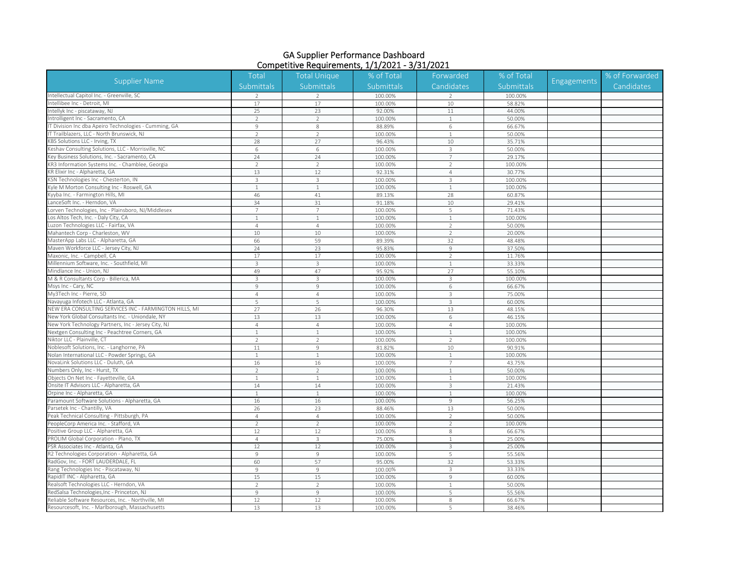# GA Supplier Performance Dashboard
## Competitive Requirements, 1/1/2021 - 3/31/2021

| Supplier Name | Total Submittals | Total Unique Submittals | % of Total Submittals | Forwarded Candidates | % of Total Submittals | Engagements | % of Forwarded Candidates |
|---|---|---|---|---|---|---|---|
| Intellectual Capitol Inc. - Greenville, SC | 2 | 2 | 100.00% | 2 | 100.00% | | |
| Intellibee Inc - Detroit, MI | 17 | 17 | 100.00% | 10 | 58.82% | | |
| Intellyk Inc - piscataway, NJ | 25 | 23 | 92.00% | 11 | 44.00% | | |
| Introlligent Inc - Sacramento, CA | 2 | 2 | 100.00% | 1 | 50.00% | | |
| IT Division Inc dba Apeiro Technologies - Cumming, GA | 9 | 8 | 88.89% | 6 | 66.67% | | |
| IT Trailblazers, LLC - North Brunswick, NJ | 2 | 2 | 100.00% | 1 | 50.00% | | |
| KBS Solutions LLC - Irving, TX | 28 | 27 | 96.43% | 10 | 35.71% | | |
| Keshav Consulting Solutions, LLC - Morrisville, NC | 6 | 6 | 100.00% | 3 | 50.00% | | |
| Key Business Solutions, Inc. - Sacramento, CA | 24 | 24 | 100.00% | 7 | 29.17% | | |
| KR3 Information Systems Inc. - Chamblee, Georgia | 2 | 2 | 100.00% | 2 | 100.00% | | |
| KR Elixir Inc - Alpharetta, GA | 13 | 12 | 92.31% | 4 | 30.77% | | |
| KSN Technologies Inc - Chesterton, IN | 3 | 3 | 100.00% | 3 | 100.00% | | |
| Kyle M Morton Consulting Inc - Roswell, GA | 1 | 1 | 100.00% | 1 | 100.00% | | |
| Kyyba Inc. - Farmington Hills, MI | 46 | 41 | 89.13% | 28 | 60.87% | | |
| LanceSoft Inc. - Herndon, VA | 34 | 31 | 91.18% | 10 | 29.41% | | |
| Lorven Technologies, Inc - Plainsboro, NJ/Middlesex | 7 | 7 | 100.00% | 5 | 71.43% | | |
| Los Altos Tech, Inc. - Daly City, CA | 1 | 1 | 100.00% | 1 | 100.00% | | |
| Luzon Technologies LLC - Fairfax, VA | 4 | 4 | 100.00% | 2 | 50.00% | | |
| Mahantech Corp - Charleston, WV | 10 | 10 | 100.00% | 2 | 20.00% | | |
| MasterApp Labs LLC - Alpharetta, GA | 66 | 59 | 89.39% | 32 | 48.48% | | |
| Maven Workforce LLC - Jersey City, NJ | 24 | 23 | 95.83% | 9 | 37.50% | | |
| Maxonic, Inc. - Campbell, CA | 17 | 17 | 100.00% | 2 | 11.76% | | |
| Millennium Software, Inc. - Southfield, MI | 3 | 3 | 100.00% | 1 | 33.33% | | |
| Mindlance Inc - Union, NJ | 49 | 47 | 95.92% | 27 | 55.10% | | |
| M & R Consultants Corp - Billerica, MA | 3 | 3 | 100.00% | 3 | 100.00% | | |
| Msys Inc - Cary, NC | 9 | 9 | 100.00% | 6 | 66.67% | | |
| My3Tech Inc - Pierre, SD | 4 | 4 | 100.00% | 3 | 75.00% | | |
| Navayuga Infotech LLC - Atlanta, GA | 5 | 5 | 100.00% | 3 | 60.00% | | |
| NEW ERA CONSULTING SERVICES INC - FARMINGTON HILLS, MI | 27 | 26 | 96.30% | 13 | 48.15% | | |
| New York Global Consultants Inc. - Uniondale, NY | 13 | 13 | 100.00% | 6 | 46.15% | | |
| New York Technology Partners, Inc - Jersey City, NJ | 4 | 4 | 100.00% | 4 | 100.00% | | |
| Nextgen Consulting Inc - Peachtree Corners, GA | 1 | 1 | 100.00% | 1 | 100.00% | | |
| Niktor LLC - Plainville, CT | 2 | 2 | 100.00% | 2 | 100.00% | | |
| Noblesoft Solutions, Inc. - Langhorne, PA | 11 | 9 | 81.82% | 10 | 90.91% | | |
| Nolan International LLC - Powder Springs, GA | 1 | 1 | 100.00% | 1 | 100.00% | | |
| NovaLink Solutions LLC - Duluth, GA | 16 | 16 | 100.00% | 7 | 43.75% | | |
| Numbers Only, Inc - Hurst, TX | 2 | 2 | 100.00% | 1 | 50.00% | | |
| Objects On Net Inc - Fayetteville, GA | 1 | 1 | 100.00% | 1 | 100.00% | | |
| Onsite IT Advisors LLC - Alpharetta, GA | 14 | 14 | 100.00% | 3 | 21.43% | | |
| Orpine Inc - Alpharetta, GA | 1 | 1 | 100.00% | 1 | 100.00% | | |
| Paramount Software Solutions - Alpharetta, GA | 16 | 16 | 100.00% | 9 | 56.25% | | |
| Parsetek Inc - Chantilly, VA | 26 | 23 | 88.46% | 13 | 50.00% | | |
| Peak Technical Consulting - Pittsburgh, PA | 4 | 4 | 100.00% | 2 | 50.00% | | |
| PeopleCorp America Inc. - Stafford, VA | 2 | 2 | 100.00% | 2 | 100.00% | | |
| Positive Group LLC - Alpharetta, GA | 12 | 12 | 100.00% | 8 | 66.67% | | |
| PROLIM Global Corporation - Plano, TX | 4 | 3 | 75.00% | 1 | 25.00% | | |
| PSR Associates Inc - Atlanta, GA | 12 | 12 | 100.00% | 3 | 25.00% | | |
| R2 Technologies Corporation - Alpharetta, GA | 9 | 9 | 100.00% | 5 | 55.56% | | |
| RadGov, Inc. - FORT LAUDERDALE, FL | 60 | 57 | 95.00% | 32 | 53.33% | | |
| Rang Technologies Inc - Piscataway, NJ | 9 | 9 | 100.00% | 3 | 33.33% | | |
| RapidIT INC - Alpharetta, GA | 15 | 15 | 100.00% | 9 | 60.00% | | |
| Realsoft Technologies LLC - Herndon, VA | 2 | 2 | 100.00% | 1 | 50.00% | | |
| RedSalsa Technologies,Inc - Princeton, NJ | 9 | 9 | 100.00% | 5 | 55.56% | | |
| Reliable Software Resources, Inc. - Northville, MI | 12 | 12 | 100.00% | 8 | 66.67% | | |
| Resourcesoft, Inc. - Marlborough, Massachusetts | 13 | 13 | 100.00% | 5 | 38.46% | | |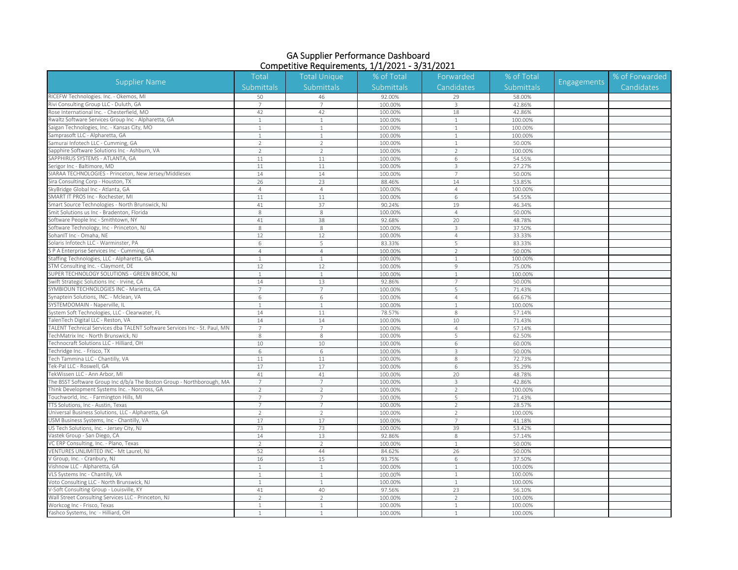# GA Supplier Performance Dashboard
## Competitive Requirements, 1/1/2021 - 3/31/2021

| Supplier Name | Total Submittals | Total Unique Submittals | % of Total Submittals | Forwarded Candidates | % of Total Submittals | Engagements | % of Forwarded Candidates |
|---|---|---|---|---|---|---|---|
| RICEFW Technologies. Inc. - Okemos, MI | 50 | 46 | 92.00% | 29 | 58.00% | | |
| Rivi Consulting Group LLC - Duluth, GA | 7 | 7 | 100.00% | 3 | 42.86% | | |
| Rose International Inc. - Chesterfield, MO | 42 | 42 | 100.00% | 18 | 42.86% | | |
| Rwaltz Software Services Group Inc - Alpharetta, GA | 1 | 1 | 100.00% | 1 | 100.00% | | |
| Saigan Technologies, Inc. - Kansas City, MO | 1 | 1 | 100.00% | 1 | 100.00% | | |
| Samprasoft LLC - Alpharetta, GA | 1 | 1 | 100.00% | 1 | 100.00% | | |
| Samurai Infotech LLC - Cumming, GA | 2 | 2 | 100.00% | 1 | 50.00% | | |
| Sapphire Software Solutions Inc - Ashburn, VA | 2 | 2 | 100.00% | 2 | 100.00% | | |
| SAPPHIRUS SYSTEMS - ATLANTA, GA | 11 | 11 | 100.00% | 6 | 54.55% | | |
| Serigor Inc - Baltimore, MD | 11 | 11 | 100.00% | 3 | 27.27% | | |
| SIARAA TECHNOLOGIES - Princeton, New Jersey/Middlesex | 14 | 14 | 100.00% | 7 | 50.00% | | |
| Sira Consulting Corp - Houston, TX | 26 | 23 | 88.46% | 14 | 53.85% | | |
| SkyBridge Global Inc - Atlanta, GA | 4 | 4 | 100.00% | 4 | 100.00% | | |
| SMART IT PROS Inc - Rochester, MI | 11 | 11 | 100.00% | 6 | 54.55% | | |
| Smart Source Technologies - North Brunswick, NJ | 41 | 37 | 90.24% | 19 | 46.34% | | |
| Smit Solutions us Inc - Bradenton, Florida | 8 | 8 | 100.00% | 4 | 50.00% | | |
| Software People Inc - Smithtown, NY | 41 | 38 | 92.68% | 20 | 48.78% | | |
| Software Technology, Inc - Princeton, NJ | 8 | 8 | 100.00% | 3 | 37.50% | | |
| SohanIT Inc - Omaha, NE | 12 | 12 | 100.00% | 4 | 33.33% | | |
| Solaris Infotech LLC - Warminster, PA | 6 | 5 | 83.33% | 5 | 83.33% | | |
| S P A Enterprise Services Inc - Cumming, GA | 4 | 4 | 100.00% | 2 | 50.00% | | |
| Staffing Technologies, LLC - Alpharetta, GA | 1 | 1 | 100.00% | 1 | 100.00% | | |
| STM Consulting Inc. - Claymont, DE | 12 | 12 | 100.00% | 9 | 75.00% | | |
| SUPER TECHNOLOGY SOLUTIONS - GREEN BROOK, NJ | 1 | 1 | 100.00% | 1 | 100.00% | | |
| Swift Strategic Solutions Inc - Irvine, CA | 14 | 13 | 92.86% | 7 | 50.00% | | |
| SYMBIOUN TECHNOLOGIES INC - Marietta, GA | 7 | 7 | 100.00% | 5 | 71.43% | | |
| Synaptein Solutions, INC. - Mclean, VA | 6 | 6 | 100.00% | 4 | 66.67% | | |
| SYSTEMDOMAIN - Naperville, IL | 1 | 1 | 100.00% | 1 | 100.00% | | |
| System Soft Technologies, LLC - Clearwater, FL | 14 | 11 | 78.57% | 8 | 57.14% | | |
| TalenTech Digital LLC - Reston, VA | 14 | 14 | 100.00% | 10 | 71.43% | | |
| TALENT Technical Services dba TALENT Software Services Inc - St. Paul, MN | 7 | 7 | 100.00% | 4 | 57.14% | | |
| TechMatrix Inc - North Brunswick, NJ | 8 | 8 | 100.00% | 5 | 62.50% | | |
| Technocraft Solutions LLC - Hilliard, OH | 10 | 10 | 100.00% | 6 | 60.00% | | |
| Techridge Inc. - Frisco, TX | 6 | 6 | 100.00% | 3 | 50.00% | | |
| Tech Tammina LLC - Chantilly, VA | 11 | 11 | 100.00% | 8 | 72.73% | | |
| Tek-Pal LLC - Roswell, GA | 17 | 17 | 100.00% | 6 | 35.29% | | |
| TekWissen LLC - Ann Arbor, MI | 41 | 41 | 100.00% | 20 | 48.78% | | |
| The BSST Software Group Inc d/b/a The Boston Group - Northborough, MA | 7 | 7 | 100.00% | 3 | 42.86% | | |
| Think Development Systems Inc. - Norcross, GA | 2 | 2 | 100.00% | 2 | 100.00% | | |
| Touchworld, Inc. - Farmington Hills, MI | 7 | 7 | 100.00% | 5 | 71.43% | | |
| TTS Solutions, Inc - Austin, Texas | 7 | 7 | 100.00% | 2 | 28.57% | | |
| Universal Business Solutions, LLC - Alpharetta, GA | 2 | 2 | 100.00% | 2 | 100.00% | | |
| USM Business Systems, Inc - Chantilly, VA | 17 | 17 | 100.00% | 7 | 41.18% | | |
| US Tech Solutions, Inc. - Jersey City, NJ | 73 | 73 | 100.00% | 39 | 53.42% | | |
| Vastek Group - San Diego, CA | 14 | 13 | 92.86% | 8 | 57.14% | | |
| VC ERP Consulting, Inc. - Plano, Texas | 2 | 2 | 100.00% | 1 | 50.00% | | |
| VENTURES UNLIMITED INC - Mt Laurel, NJ | 52 | 44 | 84.62% | 26 | 50.00% | | |
| V Group, Inc. - Cranbury, NJ | 16 | 15 | 93.75% | 6 | 37.50% | | |
| Vishnow LLC - Alpharetta, GA | 1 | 1 | 100.00% | 1 | 100.00% | | |
| VLS Systems Inc - Chantilly, VA | 1 | 1 | 100.00% | 1 | 100.00% | | |
| Voto Consulting LLC - North Brunswick, NJ | 1 | 1 | 100.00% | 1 | 100.00% | | |
| V-Soft Consulting Group - Louisville, KY | 41 | 40 | 97.56% | 23 | 56.10% | | |
| Wall Street Consulting Services LLC - Princeton, NJ | 2 | 2 | 100.00% | 2 | 100.00% | | |
| Workcog Inc - Frisco, Texas | 1 | 1 | 100.00% | 1 | 100.00% | | |
| Yashco Systems, Inc - Hilliard, OH | 1 | 1 | 100.00% | 1 | 100.00% | | |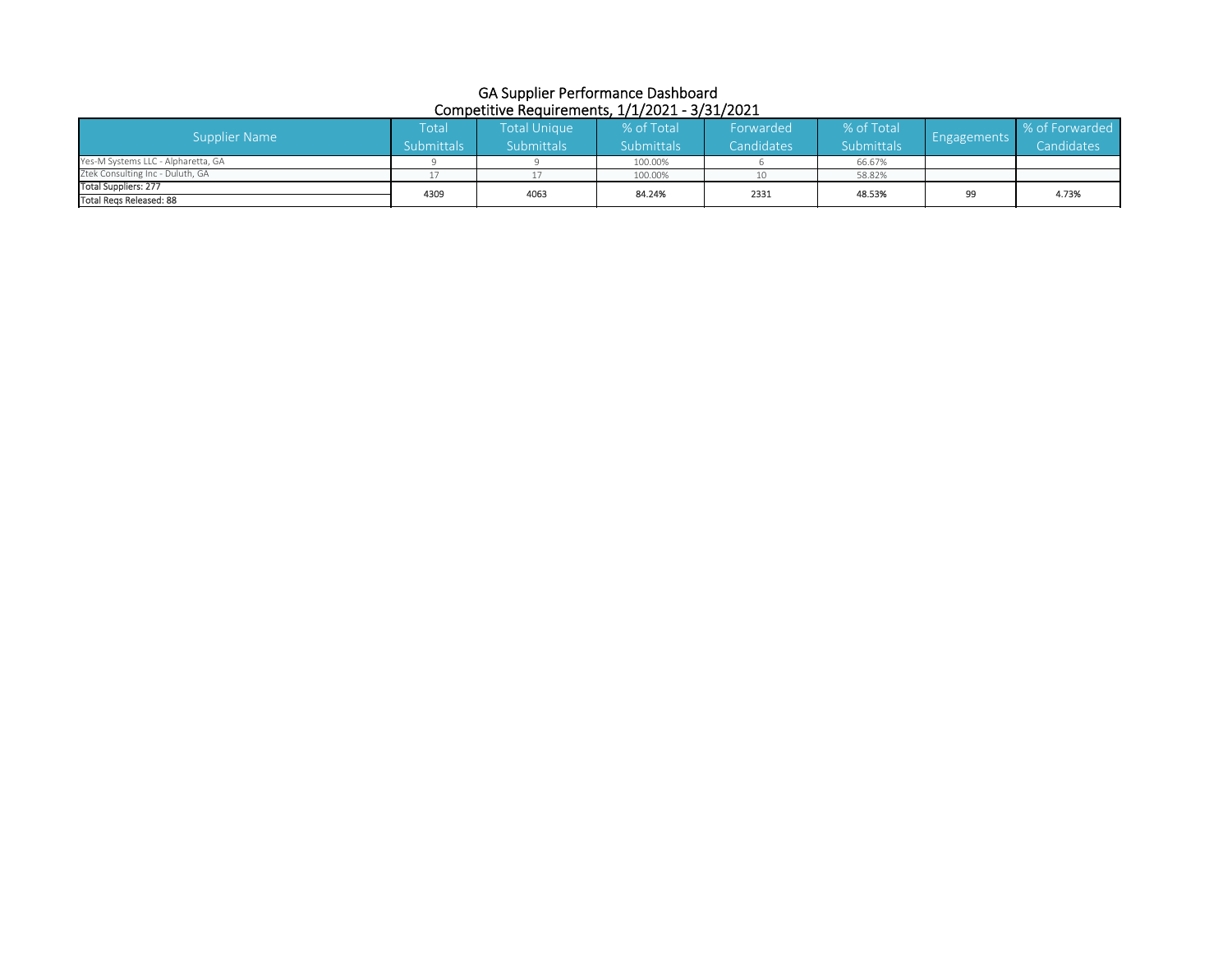# GA Supplier Performance Dashboard
## Competitive Requirements, 1/1/2021 - 3/31/2021

| Supplier Name | Total Submittals | Total Unique Submittals | % of Total Submittals | Forwarded Candidates | % of Total Submittals | Engagements | % of Forwarded Candidates |
|---|---|---|---|---|---|---|---|
| Yes-M Systems LLC - Alpharetta, GA | 9 | 9 | 100.00% | 6 | 66.67% | | |
| Ztek Consulting Inc - Duluth, GA | 17 | 17 | 100.00% | 10 | 58.82% | | |
| **Total Suppliers: 277**<br>**Total Reqs Released: 88** | **4309** | **4063** | **84.24%** | **2331** | **48.53%** | **99** | **4.73%** |